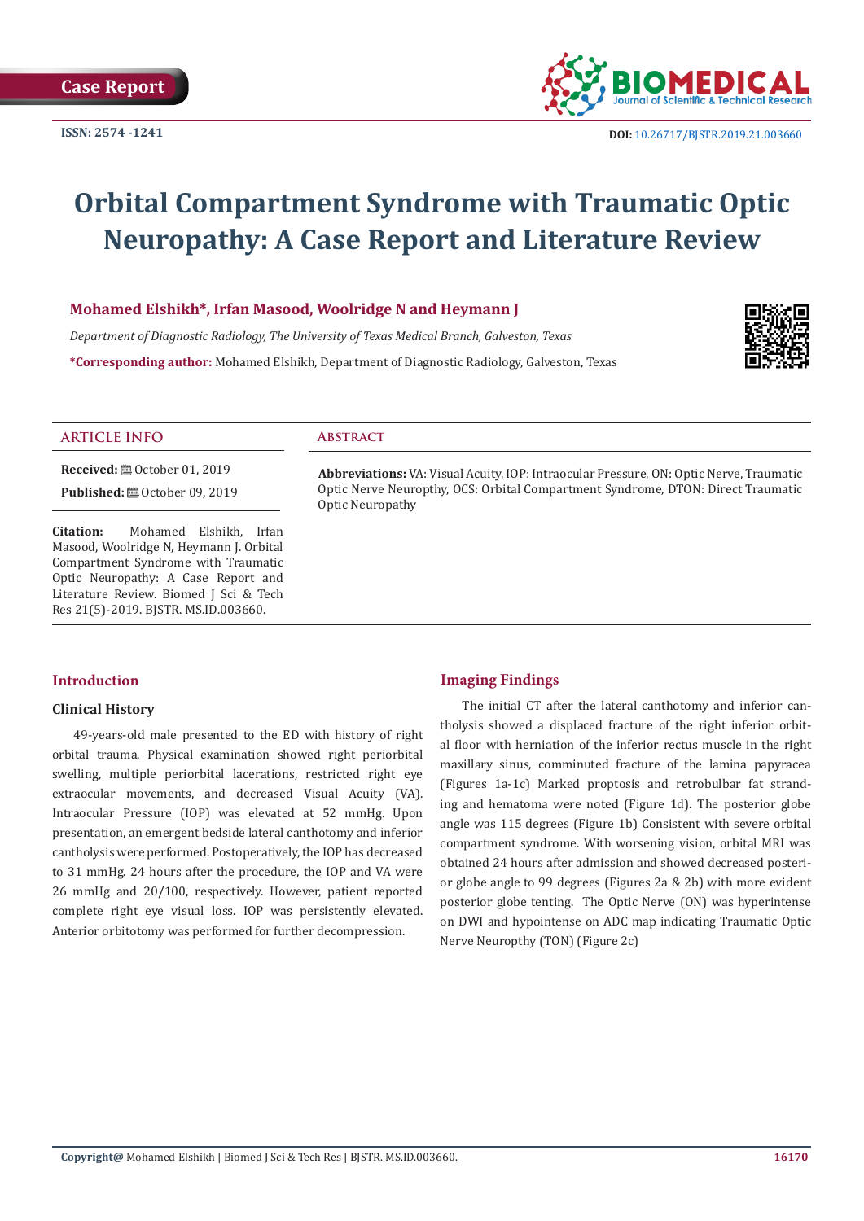Case Report

ISSN: 2574 -1241

DOI: 10.26717/BJSTR.2019.21.003660

# Orbital Compartment Syndrome with Traumatic Optic Neuropathy: A Case Report and Literature Review

**Mohamed Elshikh*, Irfan Masood, Woolridge N and Heymann J**

*Department of Diagnostic Radiology, The University of Texas Medical Branch, Galveston, Texas*

**\*Corresponding author:** Mohamed Elshikh, Department of Diagnostic Radiology, Galveston, Texas

## ARTICLE INFO

**Received:** October 01, 2019

**Published:** October 09, 2019

**Citation:** Mohamed Elshikh, Irfan Masood, Woolridge N, Heymann J. Orbital Compartment Syndrome with Traumatic Optic Neuropathy: A Case Report and Literature Review. Biomed J Sci & Tech Res 21(5)-2019. BJSTR. MS.ID.003660.

## Abstract

**Abbreviations:** VA: Visual Acuity, IOP: Intraocular Pressure, ON: Optic Nerve, Traumatic Optic Nerve Neuropthy, OCS: Orbital Compartment Syndrome, DTON: Direct Traumatic Optic Neuropathy

## Introduction

### Clinical History

49-years-old male presented to the ED with history of right orbital trauma. Physical examination showed right periorbital swelling, multiple periorbital lacerations, restricted right eye extraocular movements, and decreased Visual Acuity (VA). Intraocular Pressure (IOP) was elevated at 52 mmHg. Upon presentation, an emergent bedside lateral canthotomy and inferior cantholysis were performed. Postoperatively, the IOP has decreased to 31 mmHg. 24 hours after the procedure, the IOP and VA were 26 mmHg and 20/100, respectively. However, patient reported complete right eye visual loss. IOP was persistently elevated. Anterior orbitotomy was performed for further decompression.

## Imaging Findings

The initial CT after the lateral canthotomy and inferior cantholysis showed a displaced fracture of the right inferior orbital floor with herniation of the inferior rectus muscle in the right maxillary sinus, comminuted fracture of the lamina papyracea (Figures 1a-1c) Marked proptosis and retrobulbar fat stranding and hematoma were noted (Figure 1d). The posterior globe angle was 115 degrees (Figure 1b) Consistent with severe orbital compartment syndrome. With worsening vision, orbital MRI was obtained 24 hours after admission and showed decreased posterior globe angle to 99 degrees (Figures 2a & 2b) with more evident posterior globe tenting. The Optic Nerve (ON) was hyperintense on DWI and hypointense on ADC map indicating Traumatic Optic Nerve Neuropthy (TON) (Figure 2c)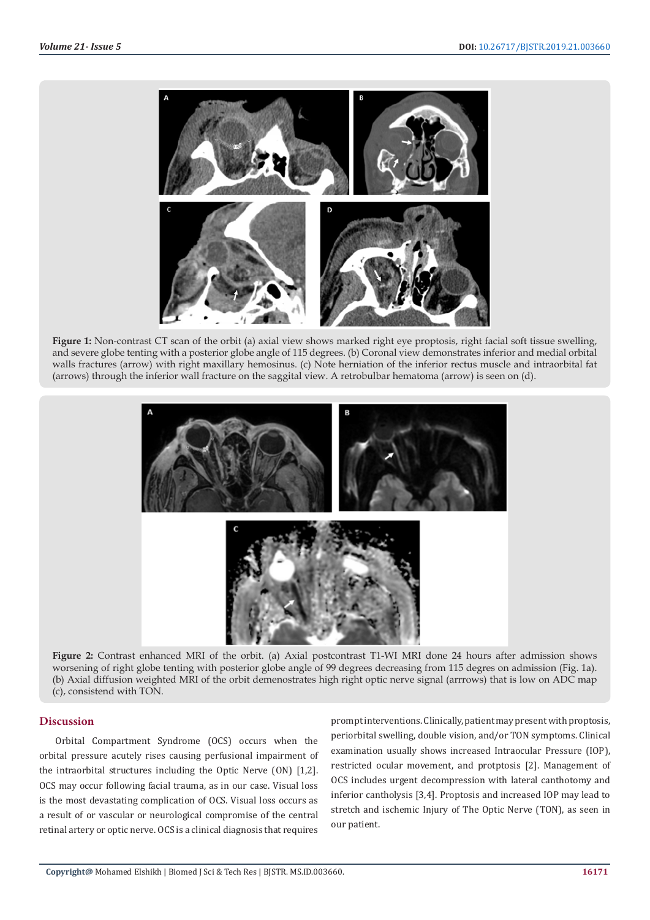**Figure 1:** Non-contrast CT scan of the orbit (a) axial view shows marked right eye proptosis, right facial soft tissue swelling, and severe globe tenting with a posterior globe angle of 115 degrees. (b) Coronal view demonstrates inferior and medial orbital walls fractures (arrow) with right maxillary hemosinus. (c) Note herniation of the inferior rectus muscle and intraorbital fat (arrows) through the inferior wall fracture on the saggital view. A retrobulbar hematoma (arrow) is seen on (d).

**Figure 2:** Contrast enhanced MRI of the orbit. (a) Axial postcontrast T1-WI MRI done 24 hours after admission shows worsening of right globe tenting with posterior globe angle of 99 degrees decreasing from 115 degres on admission (Fig. 1a). (b) Axial diffusion weighted MRI of the orbit demenostrates high right optic nerve signal (arrrows) that is low on ADC map (c), consistend with TON.

## Discussion

Orbital Compartment Syndrome (OCS) occurs when the orbital pressure acutely rises causing perfusional impairment of the intraorbital structures including the Optic Nerve (ON) [1,2]. OCS may occur following facial trauma, as in our case. Visual loss is the most devastating complication of OCS. Visual loss occurs as a result of or vascular or neurological compromise of the central retinal artery or optic nerve. OCS is a clinical diagnosis that requires prompt interventions. Clinically, patient may present with proptosis, periorbital swelling, double vision, and/or TON symptoms. Clinical examination usually shows increased Intraocular Pressure (IOP), restricted ocular movement, and protptosis [2]. Management of OCS includes urgent decompression with lateral canthotomy and inferior cantholysis [3,4]. Proptosis and increased IOP may lead to stretch and ischemic Injury of The Optic Nerve (TON), as seen in our patient.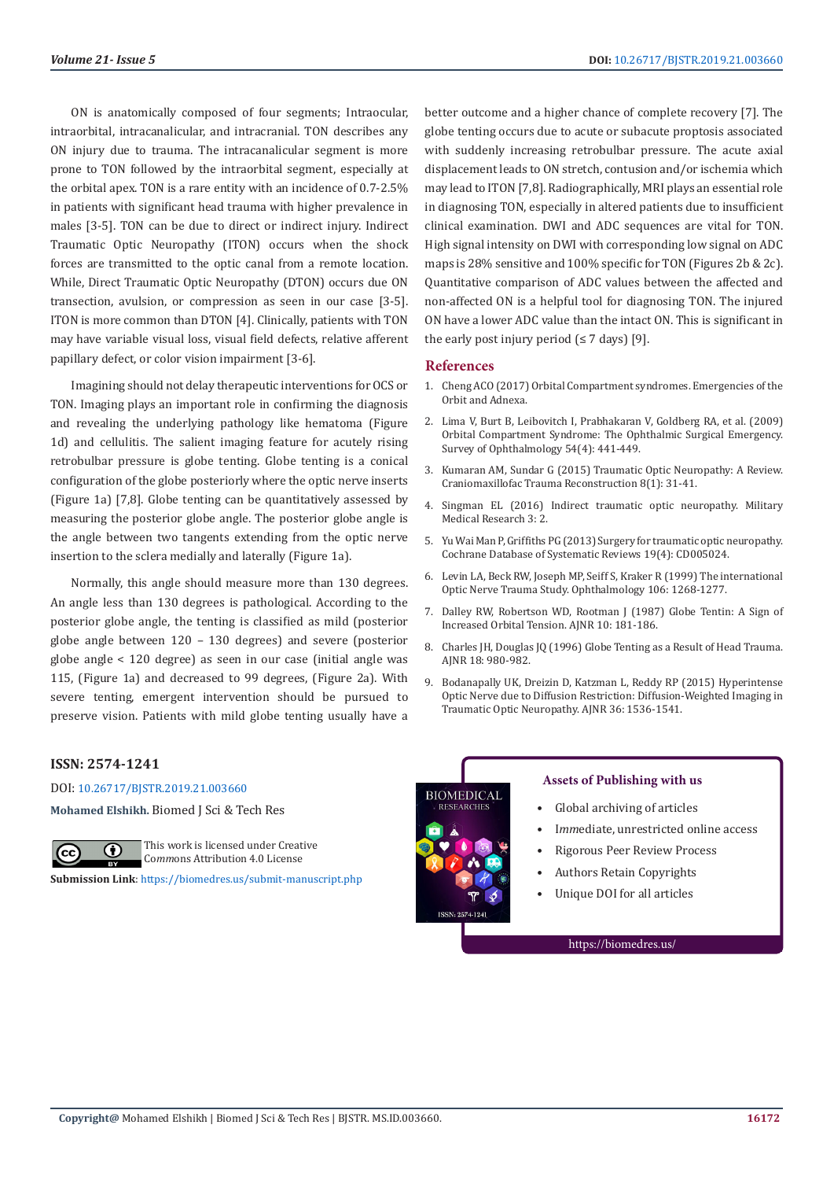ON is anatomically composed of four segments; Intraocular, intraorbital, intracanalicular, and intracranial. TON describes any ON injury due to trauma. The intracanalicular segment is more prone to TON followed by the intraorbital segment, especially at the orbital apex. TON is a rare entity with an incidence of 0.7-2.5% in patients with significant head trauma with higher prevalence in males [3-5]. TON can be due to direct or indirect injury. Indirect Traumatic Optic Neuropathy (ITON) occurs when the shock forces are transmitted to the optic canal from a remote location. While, Direct Traumatic Optic Neuropathy (DTON) occurs due ON transection, avulsion, or compression as seen in our case [3-5]. ITON is more common than DTON [4]. Clinically, patients with TON may have variable visual loss, visual field defects, relative afferent papillary defect, or color vision impairment [3-6].

Imagining should not delay therapeutic interventions for OCS or TON. Imaging plays an important role in confirming the diagnosis and revealing the underlying pathology like hematoma (Figure 1d) and cellulitis. The salient imaging feature for acutely rising retrobulbar pressure is globe tenting. Globe tenting is a conical configuration of the globe posteriorly where the optic nerve inserts (Figure 1a) [7,8]. Globe tenting can be quantitatively assessed by measuring the posterior globe angle. The posterior globe angle is the angle between two tangents extending from the optic nerve insertion to the sclera medially and laterally (Figure 1a).

Normally, this angle should measure more than 130 degrees. An angle less than 130 degrees is pathological. According to the posterior globe angle, the tenting is classified as mild (posterior globe angle between 120 – 130 degrees) and severe (posterior globe angle < 120 degree) as seen in our case (initial angle was 115, (Figure 1a) and decreased to 99 degrees, (Figure 2a). With severe tenting, emergent intervention should be pursued to preserve vision. Patients with mild globe tenting usually have a better outcome and a higher chance of complete recovery [7]. The globe tenting occurs due to acute or subacute proptosis associated with suddenly increasing retrobulbar pressure. The acute axial displacement leads to ON stretch, contusion and/or ischemia which may lead to ITON [7,8]. Radiographically, MRI plays an essential role in diagnosing TON, especially in altered patients due to insufficient clinical examination. DWI and ADC sequences are vital for TON. High signal intensity on DWI with corresponding low signal on ADC maps is 28% sensitive and 100% specific for TON (Figures 2b & 2c). Quantitative comparison of ADC values between the affected and non-affected ON is a helpful tool for diagnosing TON. The injured ON have a lower ADC value than the intact ON. This is significant in the early post injury period (≤ 7 days) [9].

## References

1. Cheng ACO (2017) Orbital Compartment syndromes. Emergencies of the Orbit and Adnexa.
2. Lima V, Burt B, Leibovitch I, Prabhakaran V, Goldberg RA, et al. (2009) Orbital Compartment Syndrome: The Ophthalmic Surgical Emergency. Survey of Ophthalmology 54(4): 441-449.
3. Kumaran AM, Sundar G (2015) Traumatic Optic Neuropathy: A Review. Craniomaxillofac Trauma Reconstruction 8(1): 31-41.
4. Singman EL (2016) Indirect traumatic optic neuropathy. Military Medical Research 3: 2.
5. Yu Wai Man P, Griffiths PG (2013) Surgery for traumatic optic neuropathy. Cochrane Database of Systematic Reviews 19(4): CD005024.
6. Levin LA, Beck RW, Joseph MP, Seiff S, Kraker R (1999) The international Optic Nerve Trauma Study. Ophthalmology 106: 1268-1277.
7. Dalley RW, Robertson WD, Rootman J (1987) Globe Tentin: A Sign of Increased Orbital Tension. AJNR 10: 181-186.
8. Charles JH, Douglas JQ (1996) Globe Tenting as a Result of Head Trauma. AJNR 18: 980-982.
9. Bodanapally UK, Dreizin D, Katzman L, Reddy RP (2015) Hyperintense Optic Nerve due to Diffusion Restriction: Diffusion-Weighted Imaging in Traumatic Optic Neuropathy. AJNR 36: 1536-1541.

**ISSN: 2574-1241**

DOI: 10.26717/BJSTR.2019.21.003660

**Mohamed Elshikh.** Biomed J Sci & Tech Res

This work is licensed under Creative Commons Attribution 4.0 License

**Submission Link**: https://biomedres.us/submit-manuscript.php

### Assets of Publishing with us

- Global archiving of articles
- Immediate, unrestricted online access
- Rigorous Peer Review Process
- Authors Retain Copyrights
- Unique DOI for all articles

https://biomedres.us/